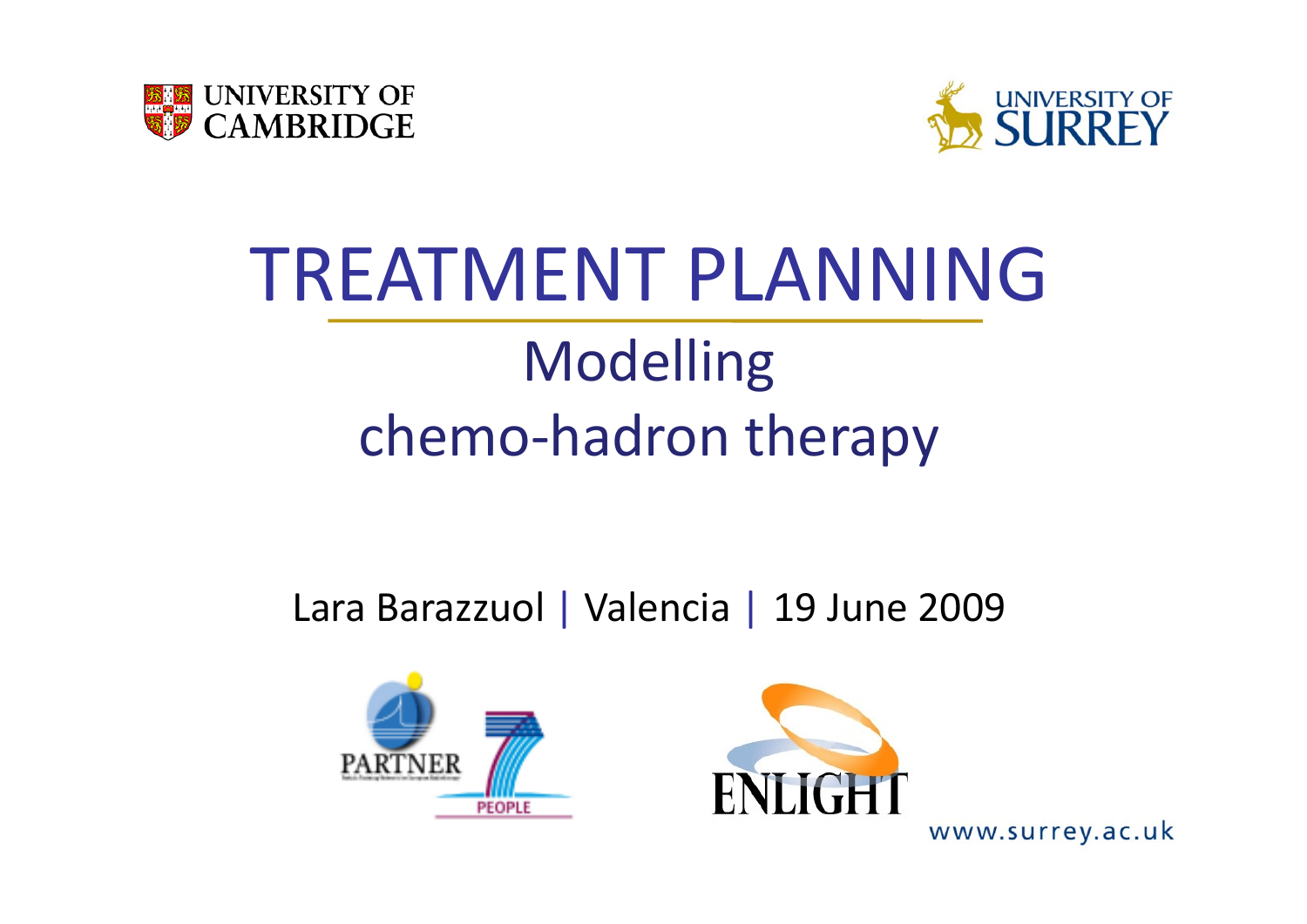UNIVERSITY OF CAMBRIDGE

UNIVERSITY OF SURREY

# TREATMENT PLANNING

## Modelling chemo-hadron therapy

Lara Barazzuol | Valencia | 19 June 2009

PARTNER

PEOPLE

ENLIGHT

www.surrey.ac.uk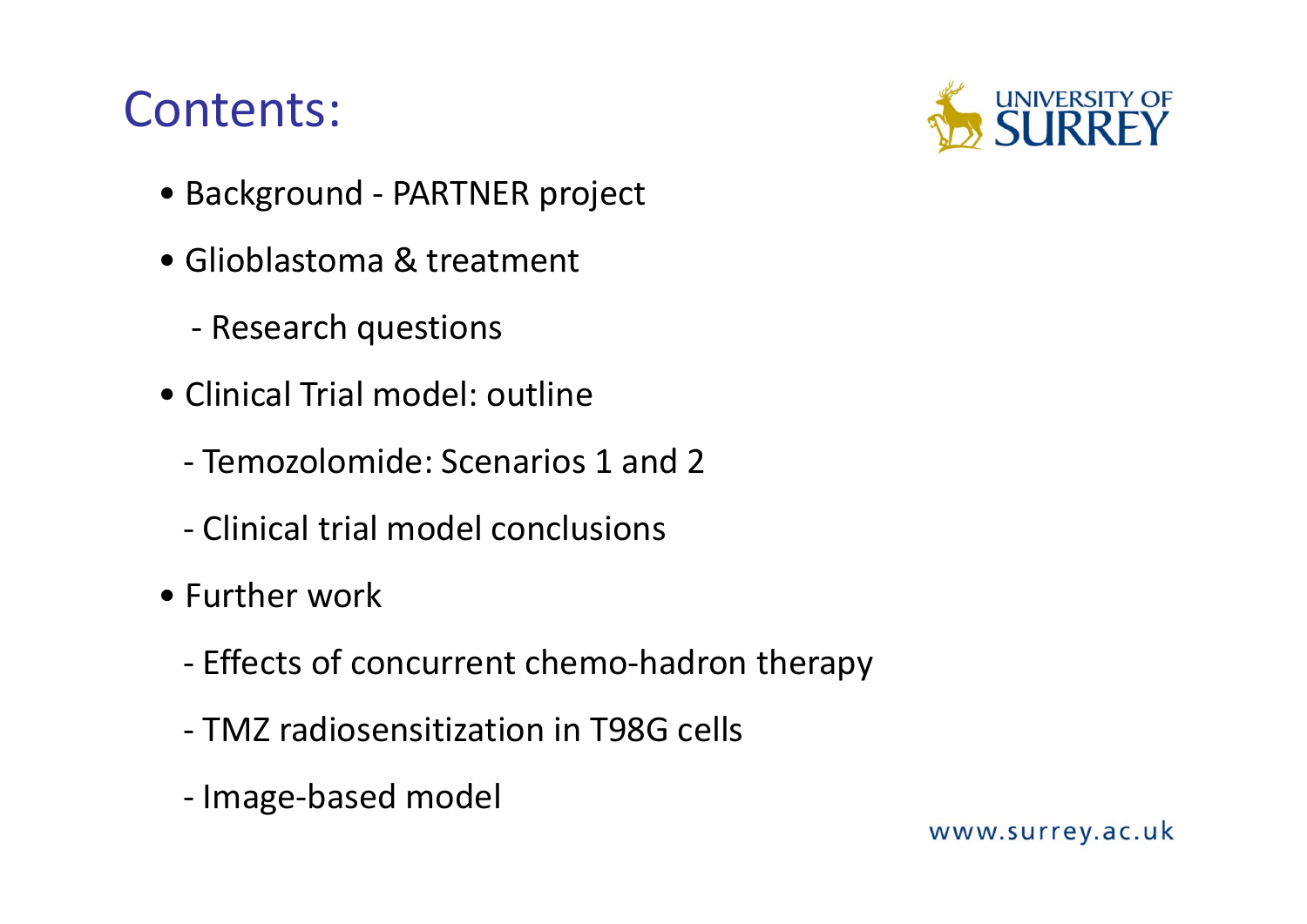# Contents:

- Background - PARTNER project
- Glioblastoma & treatment
  - Research questions
- Clinical Trial model: outline
  - Temozolomide: Scenarios 1 and 2
  - Clinical trial model conclusions
- Further work
  - Effects of concurrent chemo-hadron therapy
  - TMZ radiosensitization in T98G cells
  - Image-based model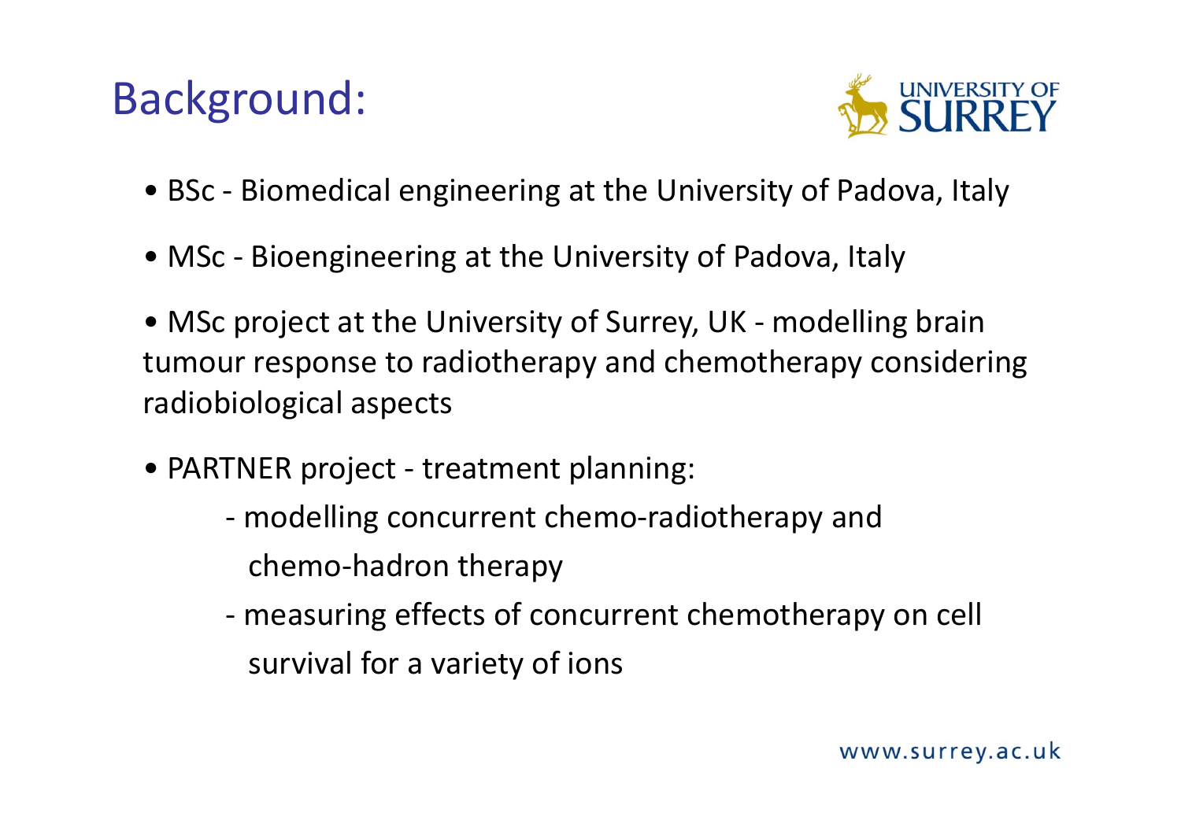# Background:

- BSc - Biomedical engineering at the University of Padova, Italy
- MSc - Bioengineering at the University of Padova, Italy
- MSc project at the University of Surrey, UK - modelling brain tumour response to radiotherapy and chemotherapy considering radiobiological aspects
- PARTNER project - treatment planning:
  - modelling concurrent chemo-radiotherapy and chemo-hadron therapy
  - measuring effects of concurrent chemotherapy on cell survival for a variety of ions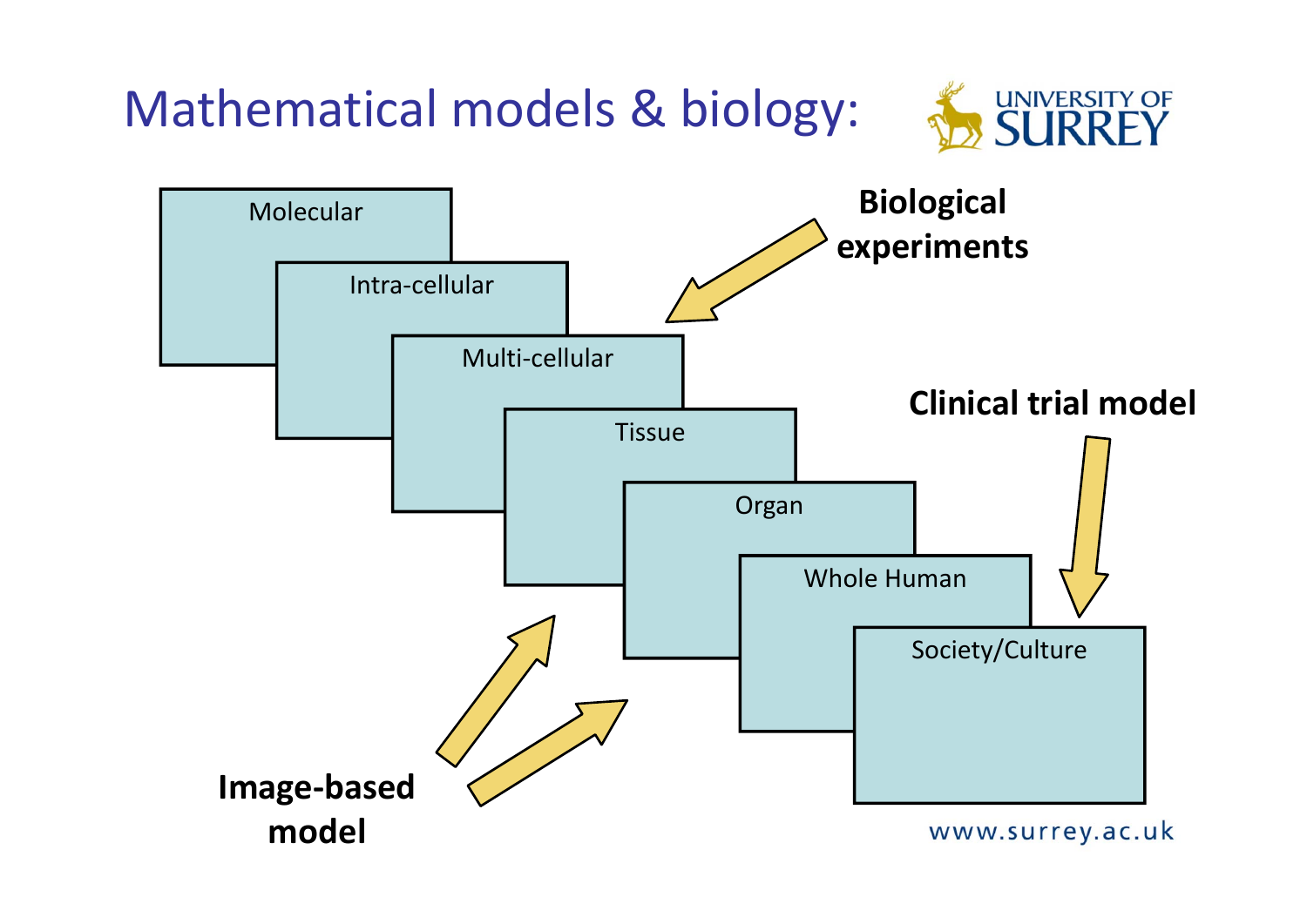# Mathematical models & biology:

Molecular

Intra-cellular

Multi-cellular

Tissue

Organ

Whole Human

Society/Culture

**Biological experiments**

**Clinical trial model**

**Image-based model**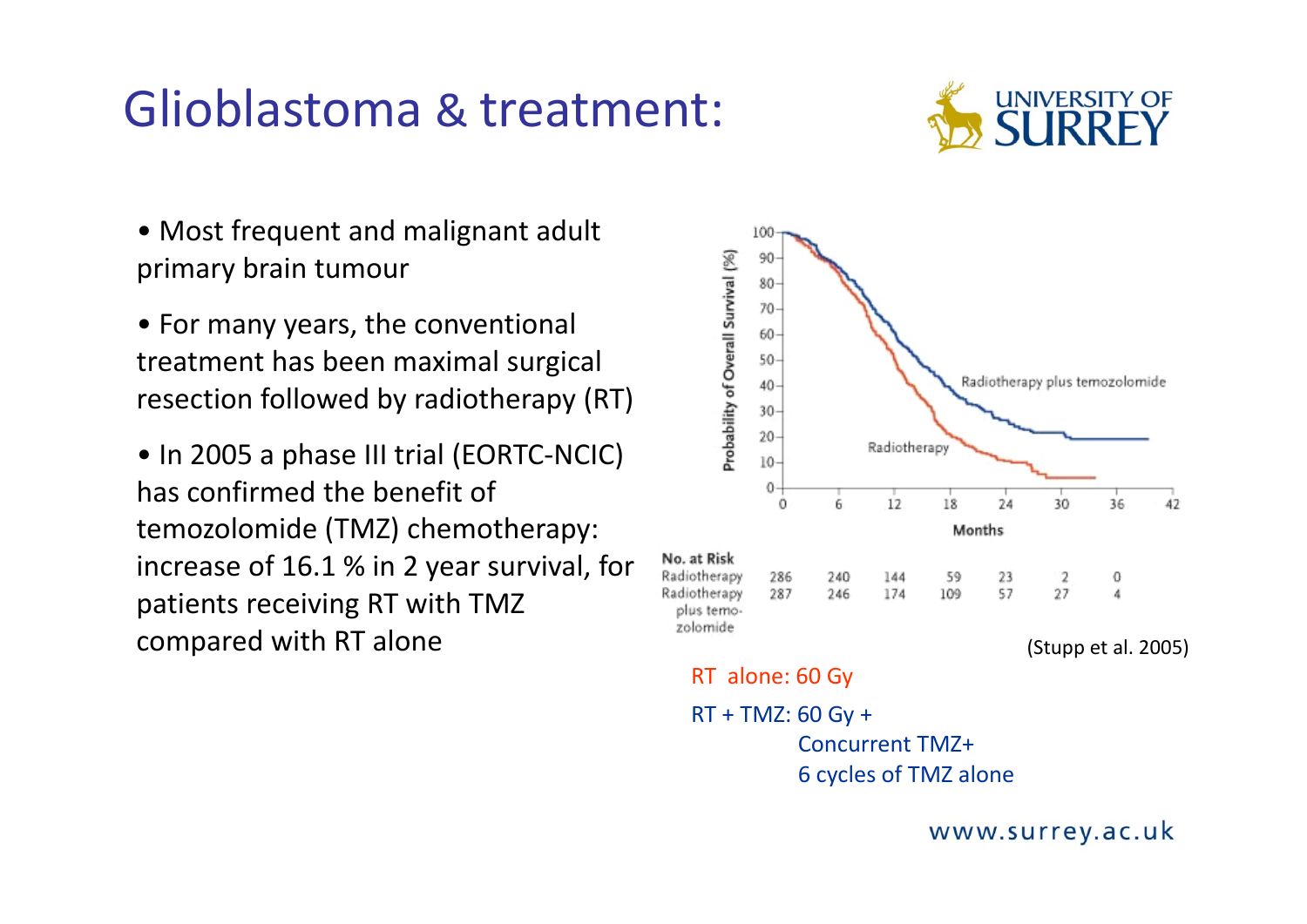# Glioblastoma & treatment:

- Most frequent and malignant adult primary brain tumour
- For many years, the conventional treatment has been maximal surgical resection followed by radiotherapy (RT)
- In 2005 a phase III trial (EORTC-NCIC) has confirmed the benefit of temozolomide (TMZ) chemotherapy: increase of 16.1 % in 2 year survival, for patients receiving RT with TMZ compared with RT alone

| No. at Risk | 0 | 6 | 12 | 18 | 24 | 30 | 36 |
|---|---|---|---|---|---|---|---|
| Radiotherapy | 286 | 240 | 144 | 59 | 23 | 2 | 0 |
| Radiotherapy plus temozolomide | 287 | 246 | 174 | 109 | 57 | 27 | 4 |

(Stupp et al. 2005)

RT alone: 60 Gy

RT + TMZ: 60 Gy + Concurrent TMZ+ 6 cycles of TMZ alone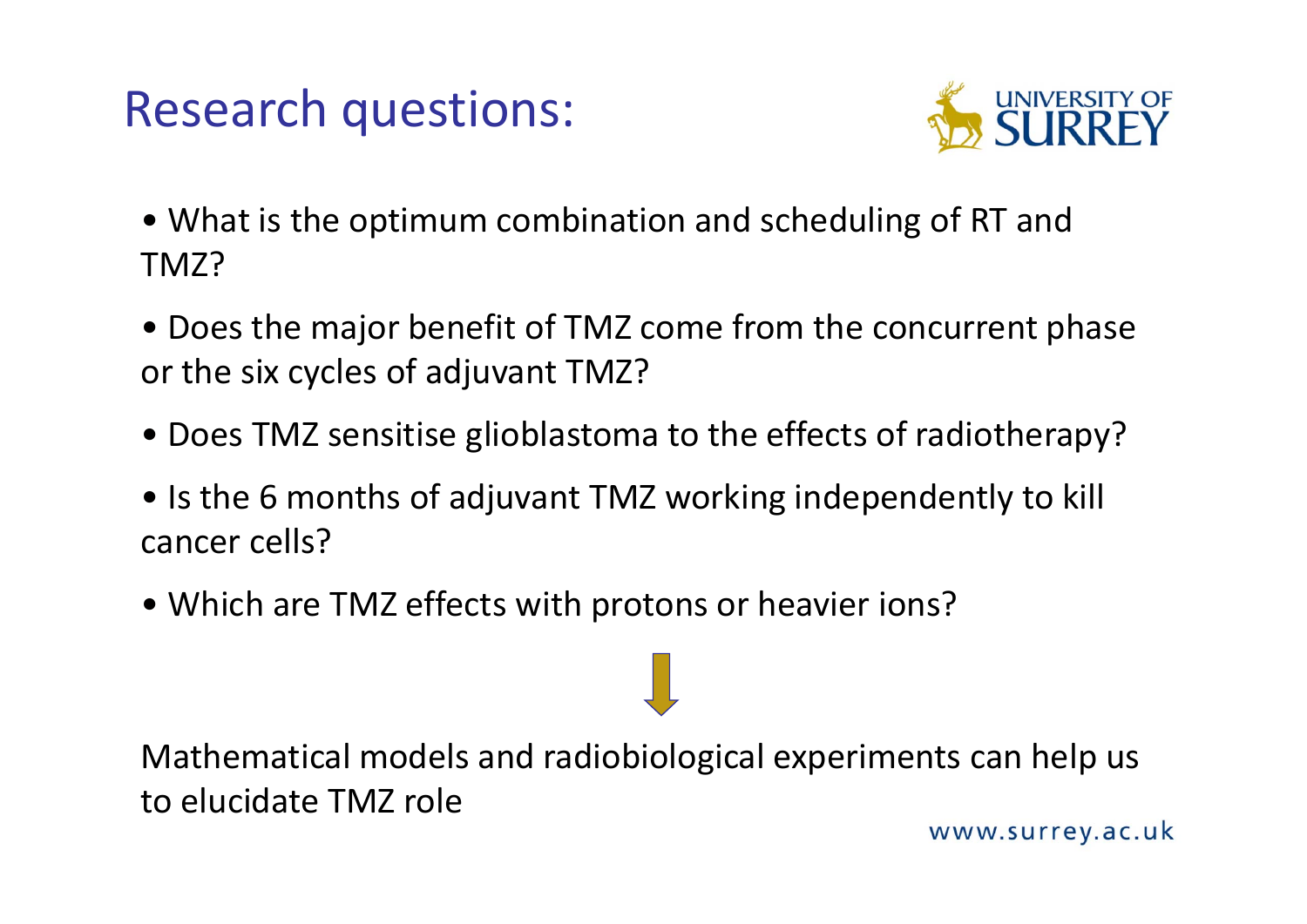# Research questions:

- What is the optimum combination and scheduling of RT and TMZ?
- Does the major benefit of TMZ come from the concurrent phase or the six cycles of adjuvant TMZ?
- Does TMZ sensitise glioblastoma to the effects of radiotherapy?
- Is the 6 months of adjuvant TMZ working independently to kill cancer cells?
- Which are TMZ effects with protons or heavier ions?

Mathematical models and radiobiological experiments can help us to elucidate TMZ role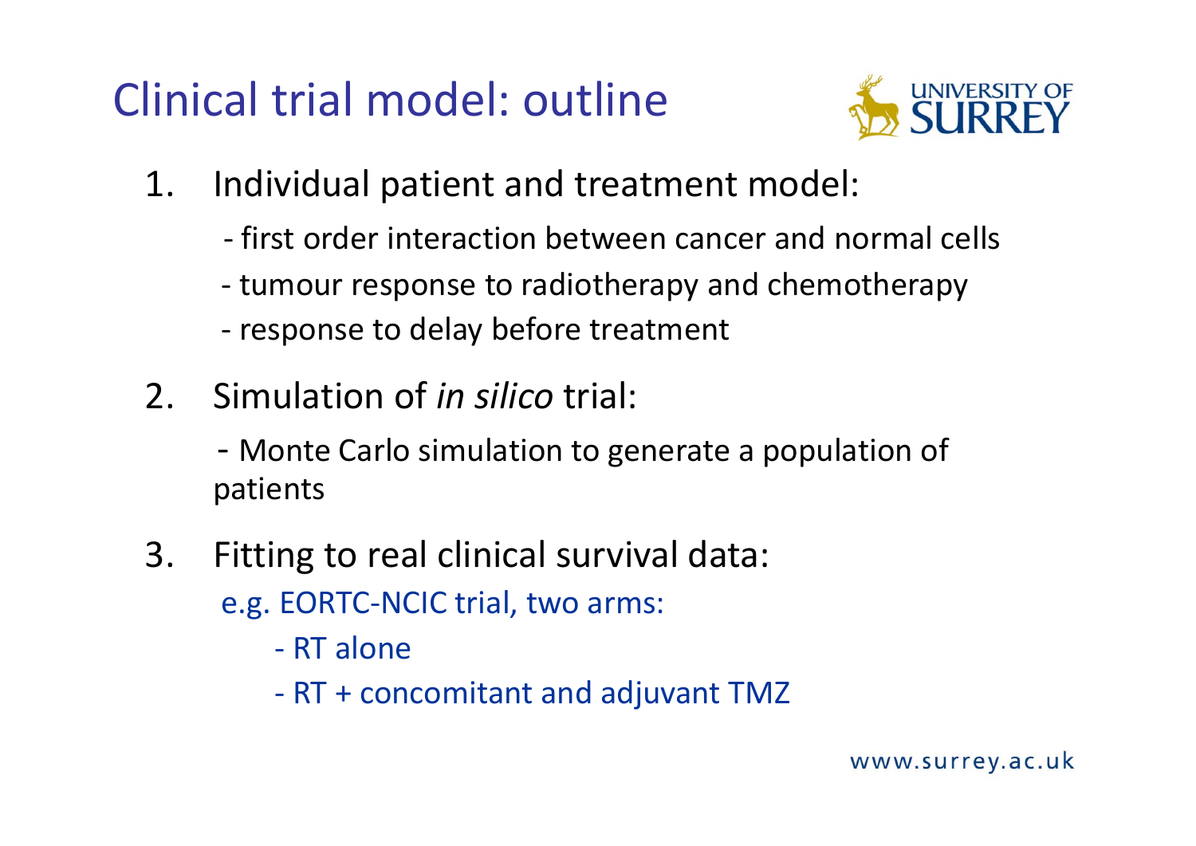# Clinical trial model: outline

1. Individual patient and treatment model:
   - first order interaction between cancer and normal cells
   - tumour response to radiotherapy and chemotherapy
   - response to delay before treatment
2. Simulation of *in silico* trial:
   - Monte Carlo simulation to generate a population of patients
3. Fitting to real clinical survival data:

   e.g. EORTC-NCIC trial, two arms:
   - RT alone
   - RT + concomitant and adjuvant TMZ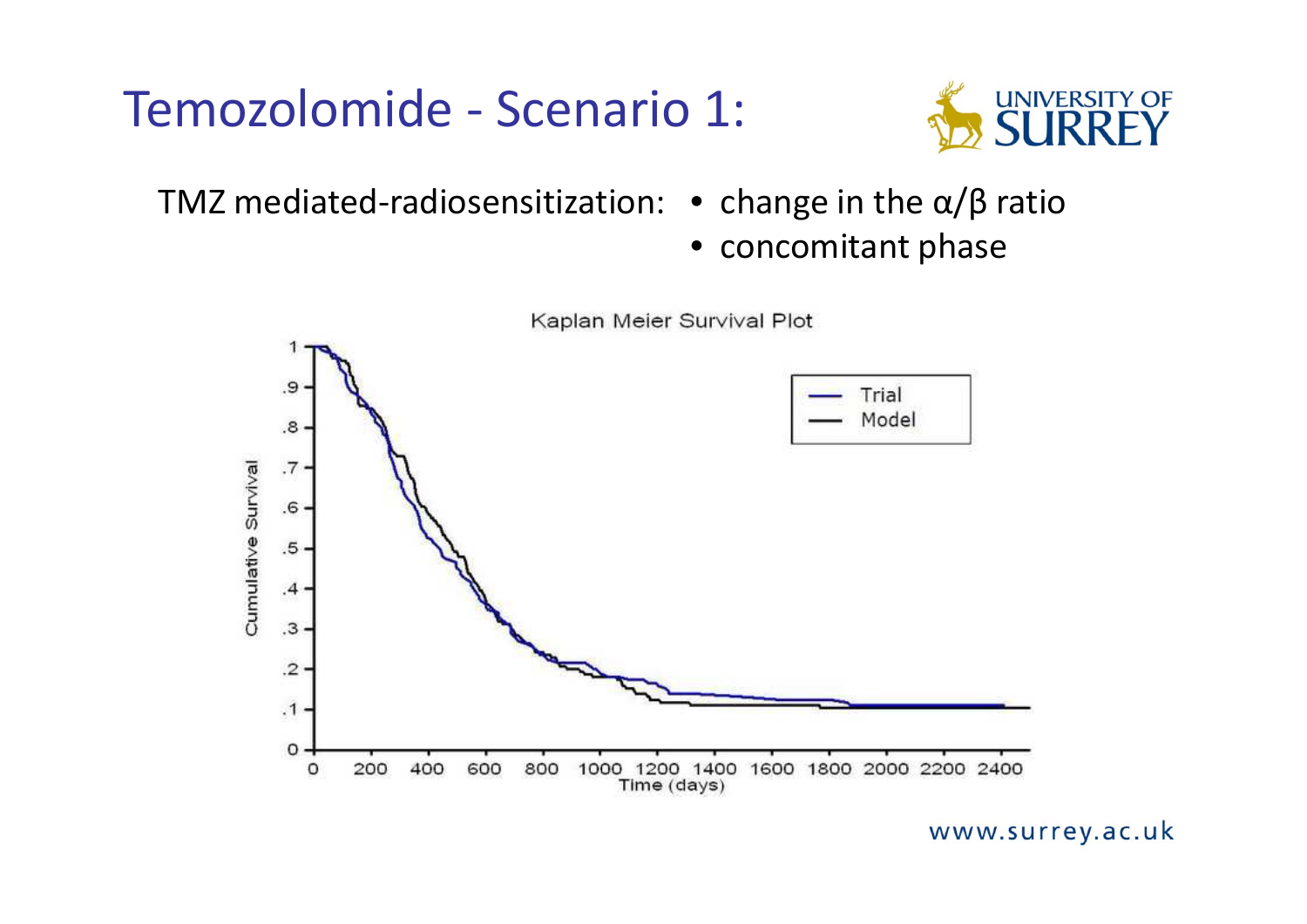# Temozolomide - Scenario 1:

TMZ mediated-radiosensitization:

- change in the $\alpha/\beta$ ratio
- concomitant phase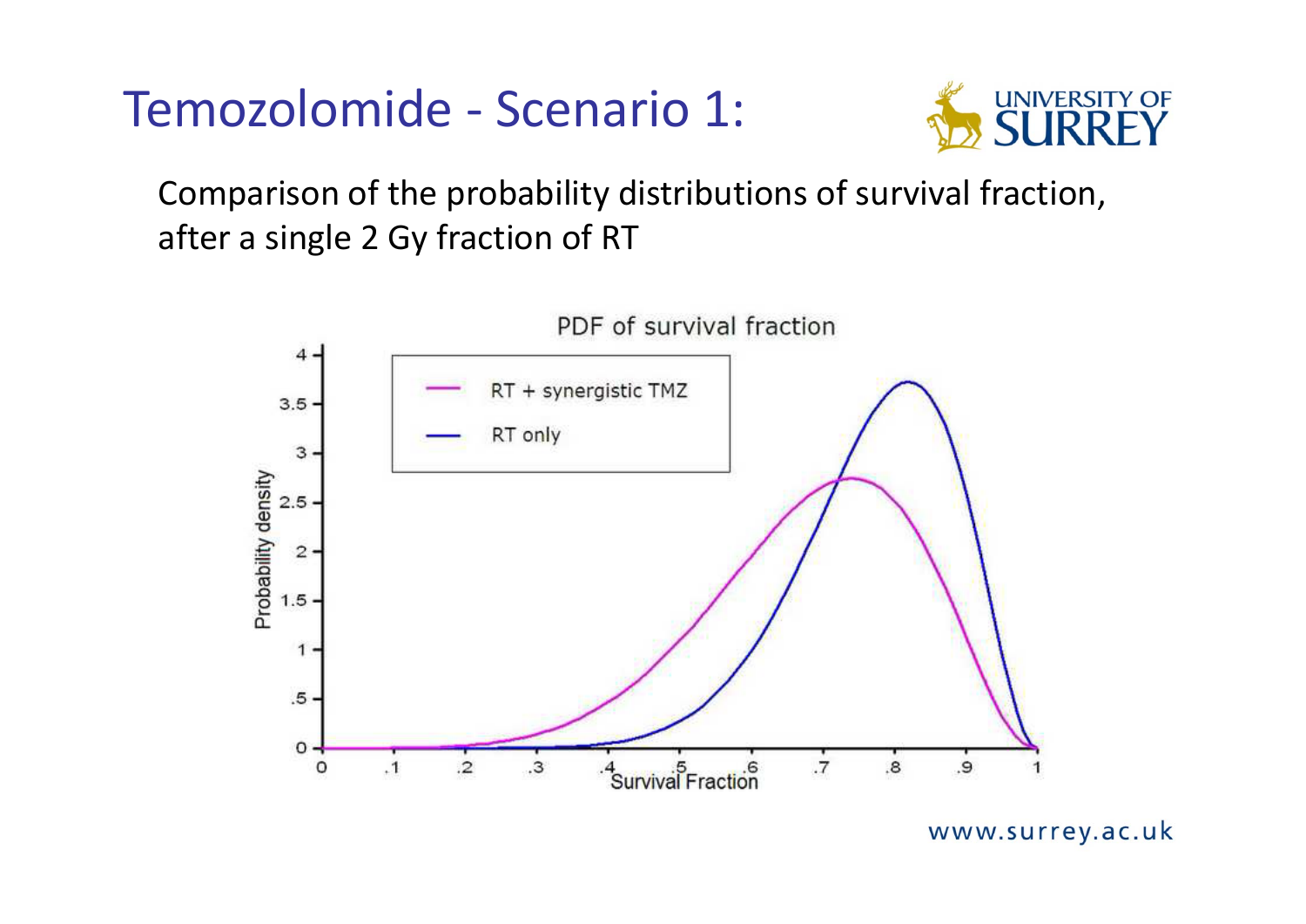# Temozolomide - Scenario 1:

Comparison of the probability distributions of survival fraction, after a single 2 Gy fraction of RT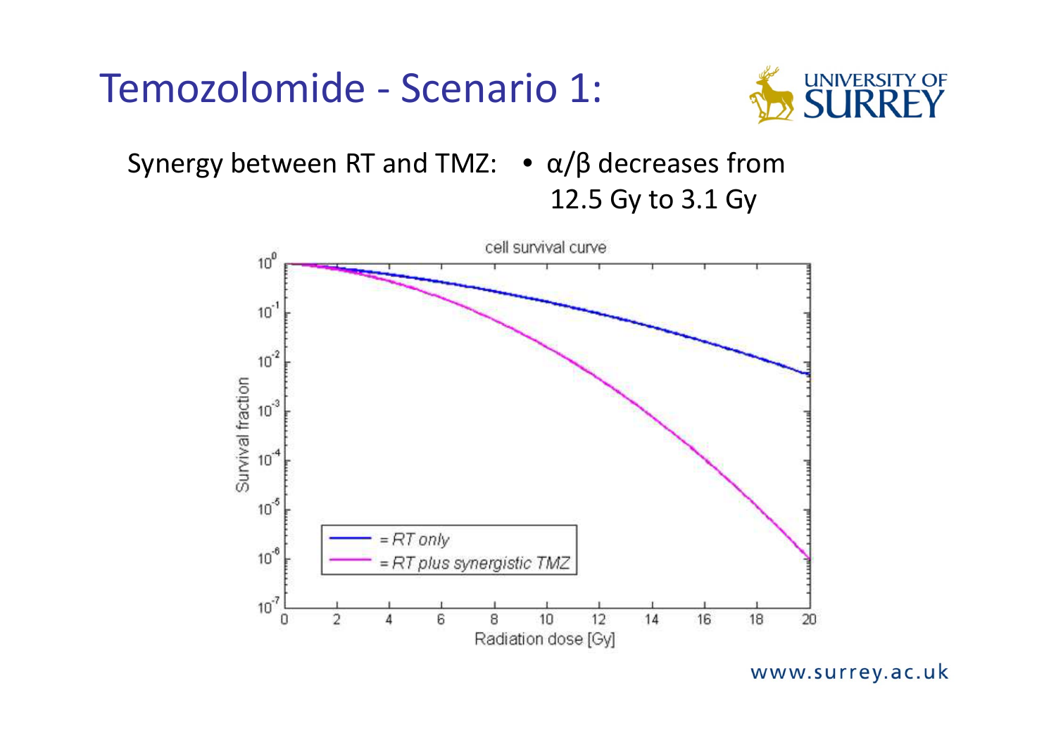# Temozolomide - Scenario 1:

Synergy between RT and TMZ:

- $\alpha/\beta$ decreases from 12.5 Gy to 3.1 Gy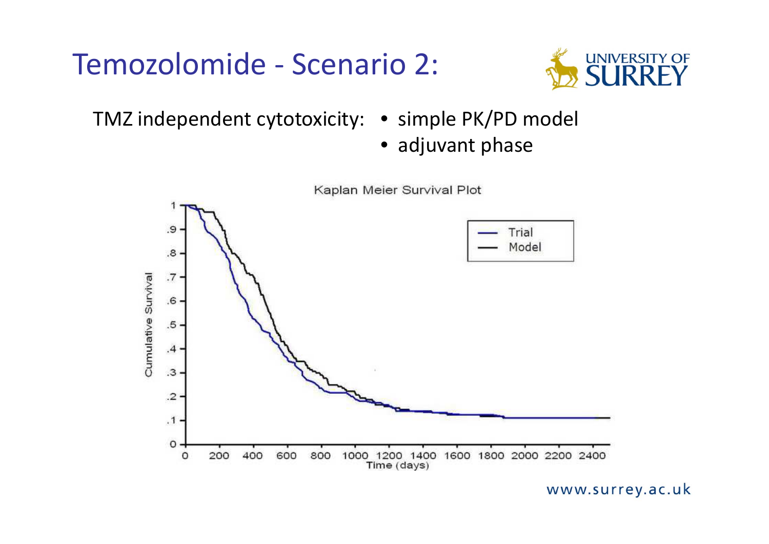# Temozolomide - Scenario 2:

TMZ independent cytotoxicity:

- simple PK/PD model
- adjuvant phase

Kaplan Meier Survival Plot

Cumulative Survival

Time (days)

Trial

Model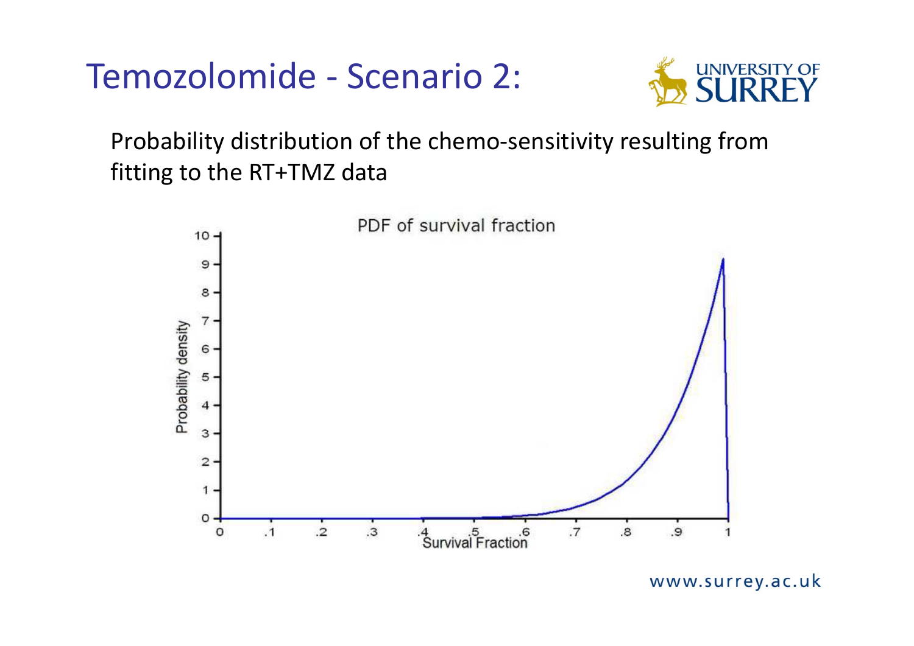# Temozolomide - Scenario 2:

Probability distribution of the chemo-sensitivity resulting from fitting to the RT+TMZ data

PDF of survival fraction

Probability density

Survival Fraction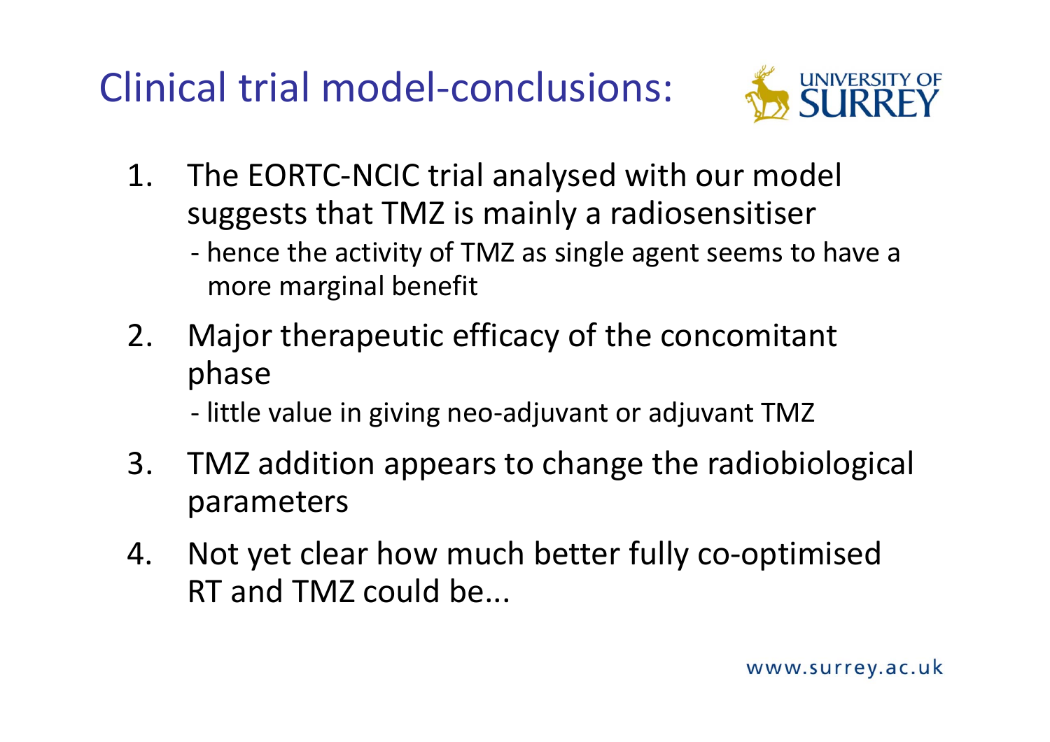# Clinical trial model-conclusions:

1. The EORTC-NCIC trial analysed with our model suggests that TMZ is mainly a radiosensitiser
   - hence the activity of TMZ as single agent seems to have a more marginal benefit
2. Major therapeutic efficacy of the concomitant phase
   - little value in giving neo-adjuvant or adjuvant TMZ
3. TMZ addition appears to change the radiobiological parameters
4. Not yet clear how much better fully co-optimised RT and TMZ could be...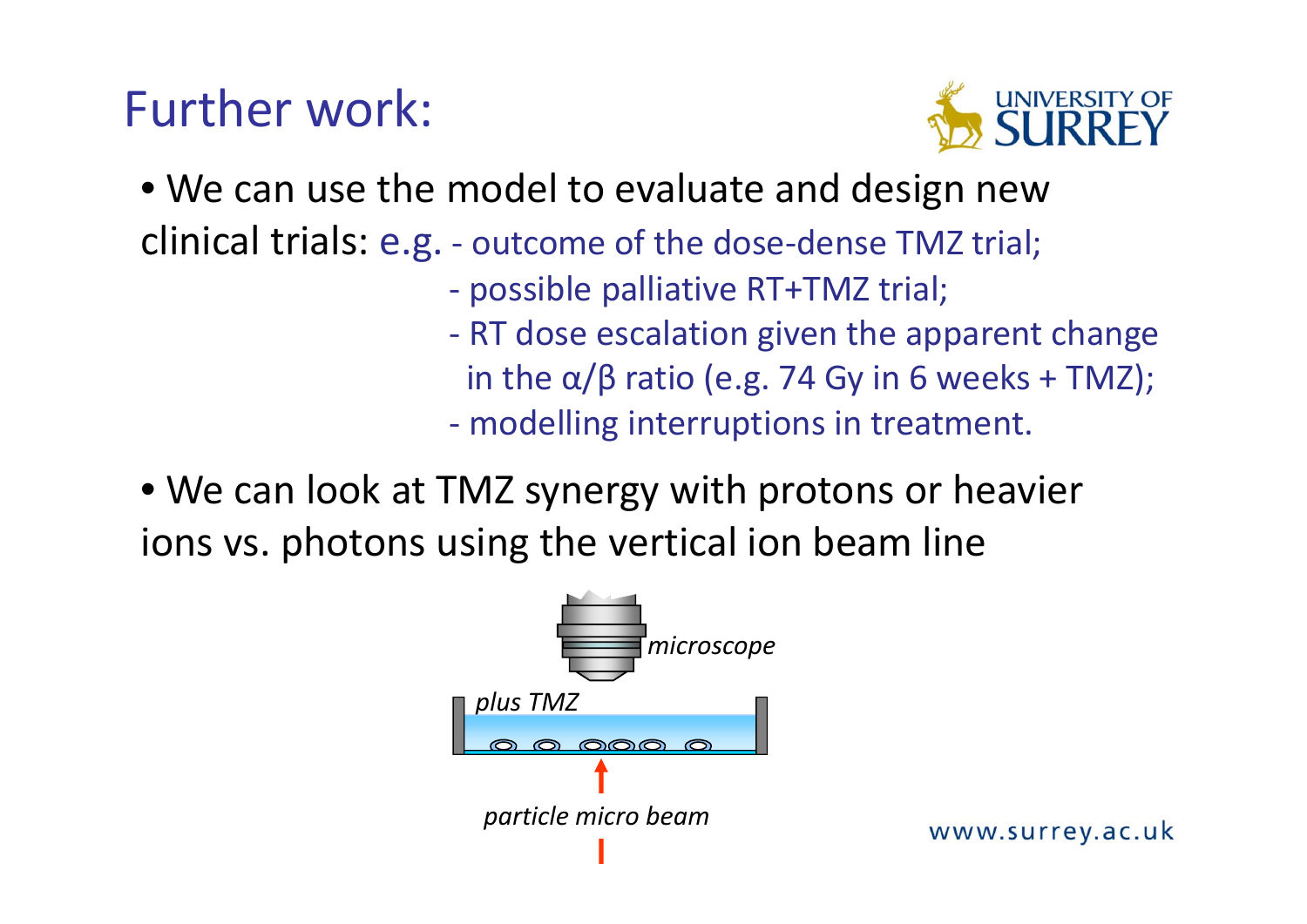# Further work:

- We can use the model to evaluate and design new clinical trials: e.g.
  - outcome of the dose-dense TMZ trial;
  - possible palliative RT+TMZ trial;
  - RT dose escalation given the apparent change in the $\alpha/\beta$ ratio (e.g. 74 Gy in 6 weeks + TMZ);
  - modelling interruptions in treatment.

- We can look at TMZ synergy with protons or heavier ions vs. photons using the vertical ion beam line

*microscope*

*plus TMZ*

*particle micro beam*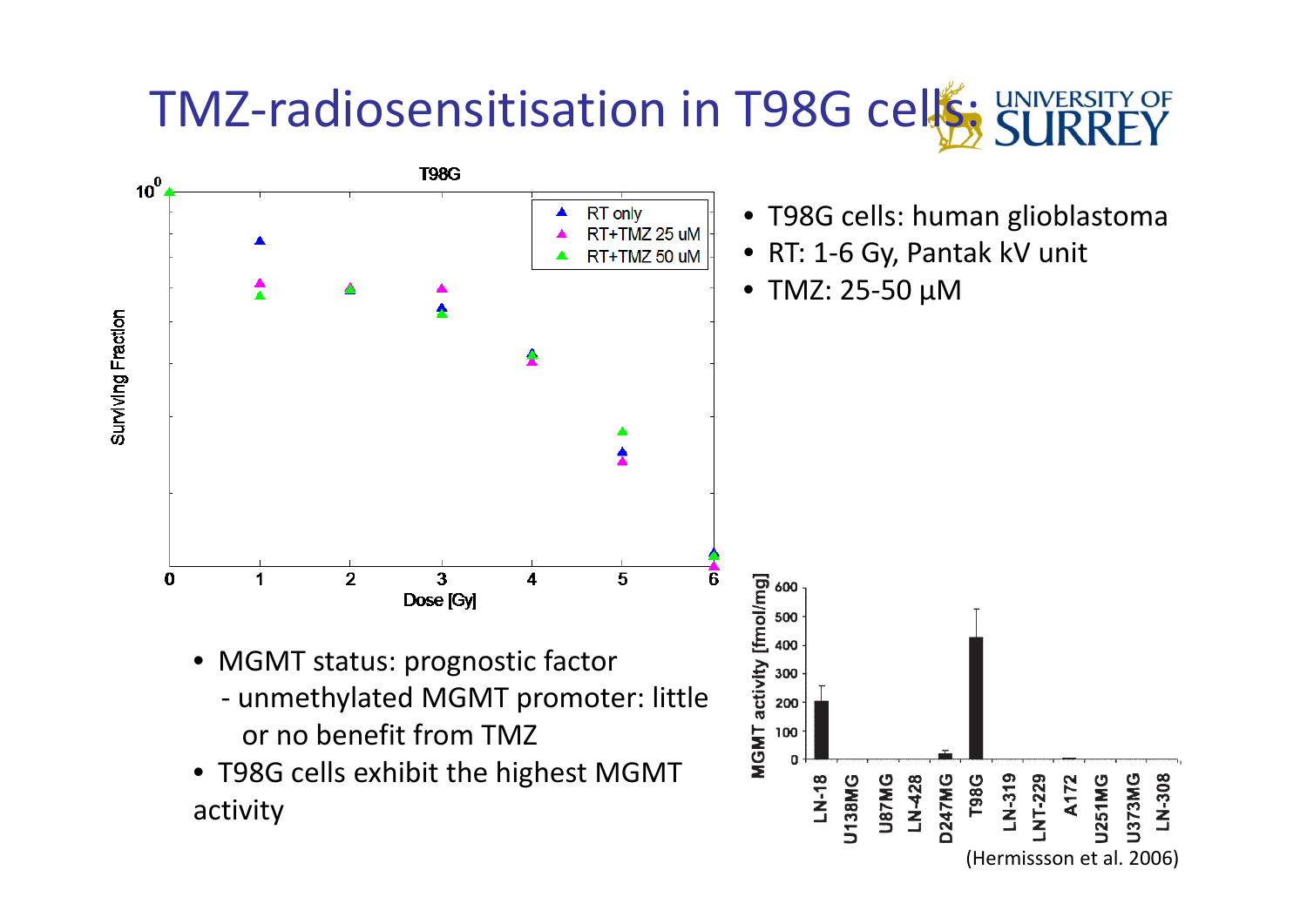# TMZ-radiosensitisation in T98G cells

- T98G cells: human glioblastoma
- RT: 1-6 Gy, Pantak kV unit
- TMZ: 25-50 µM

- MGMT status: prognostic factor
  - unmethylated MGMT promoter: little or no benefit from TMZ
- T98G cells exhibit the highest MGMT activity

(Hermissson et al. 2006)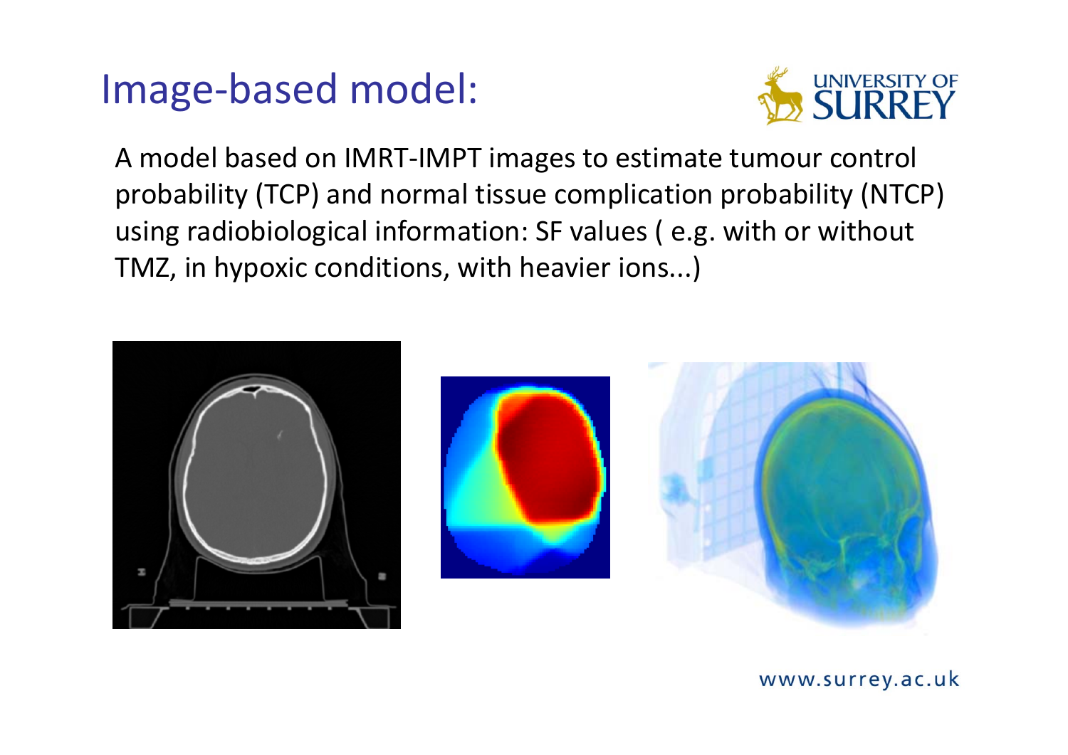# Image-based model:

A model based on IMRT-IMPT images to estimate tumour control probability (TCP) and normal tissue complication probability (NTCP) using radiobiological information: SF values ( e.g. with or without TMZ, in hypoxic conditions, with heavier ions...)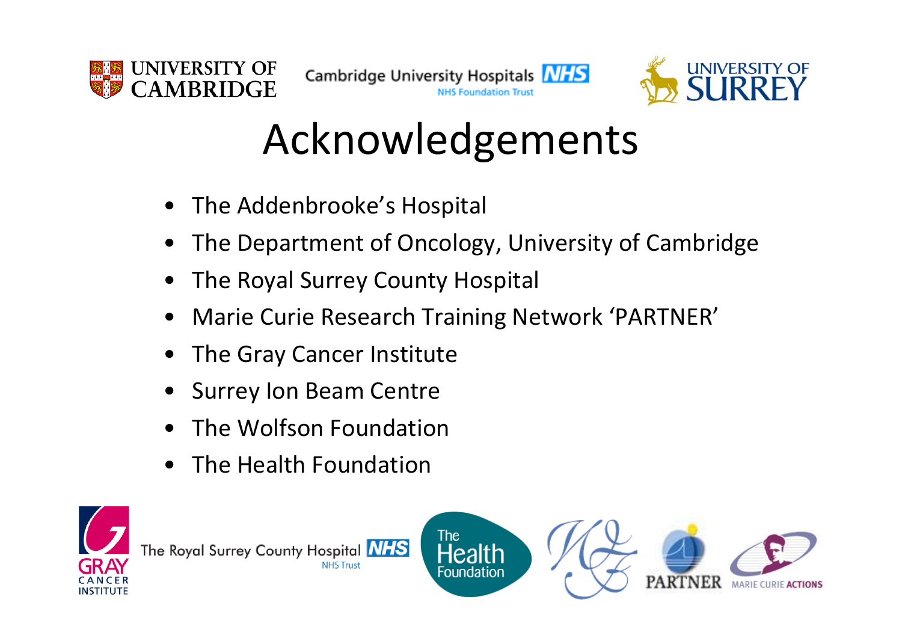# Acknowledgements

- The Addenbrooke's Hospital
- The Department of Oncology, University of Cambridge
- The Royal Surrey County Hospital
- Marie Curie Research Training Network 'PARTNER'
- The Gray Cancer Institute
- Surrey Ion Beam Centre
- The Wolfson Foundation
- The Health Foundation